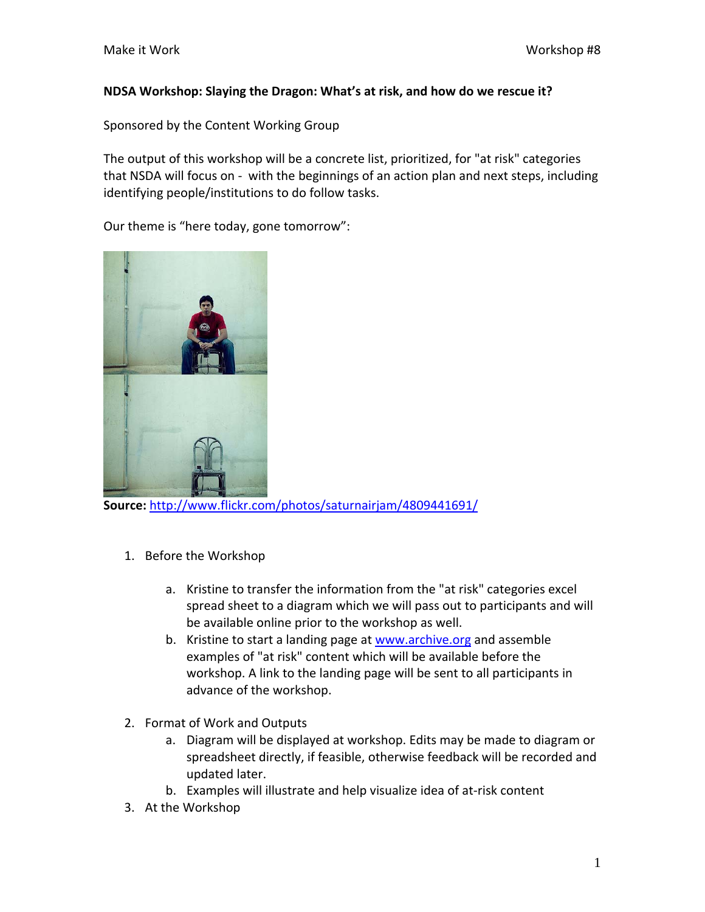**NDSA Workshop: Slaying the Dragon: What's at risk, and how do we rescue it?**

Sponsored by the Content Working Group

The output of this workshop will be a concrete list, prioritized, for "at risk" categories that NSDA will focus on - with the beginnings of an action plan and next steps, including identifying people/institutions to do follow tasks.

Our theme is "here today, gone tomorrow":

**Source:** [http://www.flickr.com/photos/saturnairjam/4809441691/](http://www.flickr.com/photos/saturnairjam/4809441691/)

1. Before the Workshop

   a. Kristine to transfer the information from the "at risk" categories excel spread sheet to a diagram which we will pass out to participants and will be available online prior to the workshop as well.
   b. Kristine to start a landing page at [www.archive.org](http://www.archive.org) and assemble examples of "at risk" content which will be available before the workshop. A link to the landing page will be sent to all participants in advance of the workshop.

2. Format of Work and Outputs
   a. Diagram will be displayed at workshop. Edits may be made to diagram or spreadsheet directly, if feasible, otherwise feedback will be recorded and updated later.
   b. Examples will illustrate and help visualize idea of at-risk content
3. At the Workshop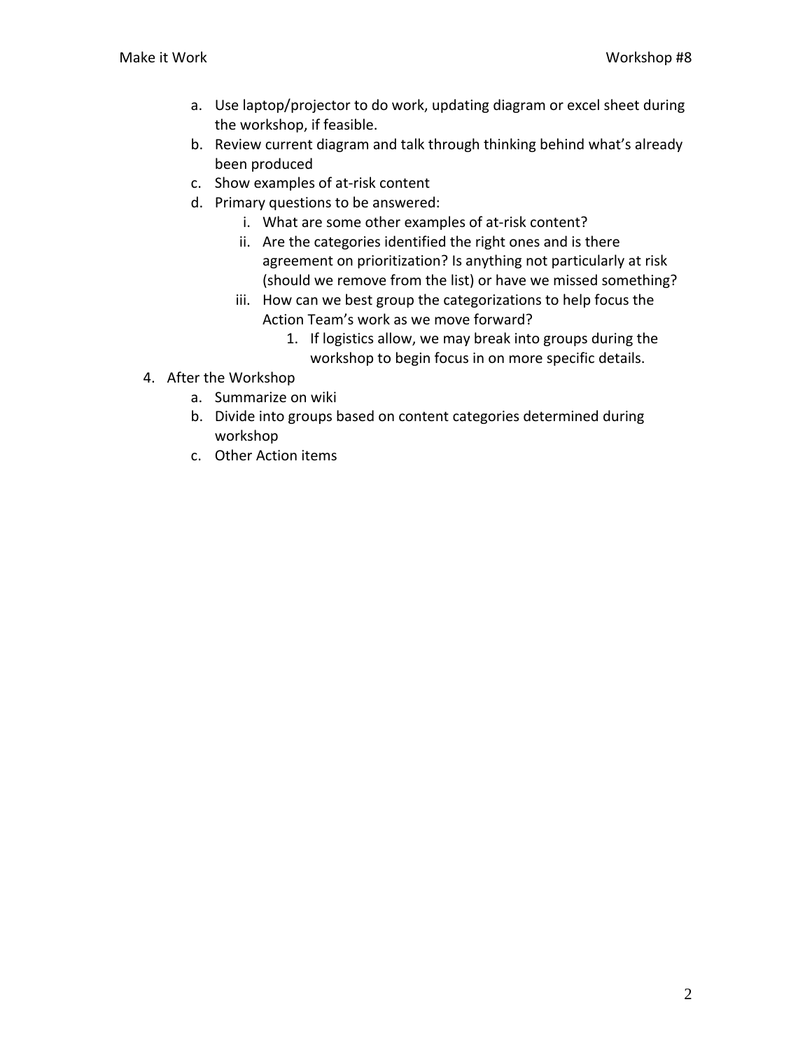a. Use laptop/projector to do work, updating diagram or excel sheet during the workshop, if feasible.
   b. Review current diagram and talk through thinking behind what's already been produced
   c. Show examples of at-risk content
   d. Primary questions to be answered:
      i. What are some other examples of at-risk content?
      ii. Are the categories identified the right ones and is there agreement on prioritization? Is anything not particularly at risk (should we remove from the list) or have we missed something?
      iii. How can we best group the categorizations to help focus the Action Team's work as we move forward?
         1. If logistics allow, we may break into groups during the workshop to begin focus in on more specific details.

4. After the Workshop
   a. Summarize on wiki
   b. Divide into groups based on content categories determined during workshop
   c. Other Action items